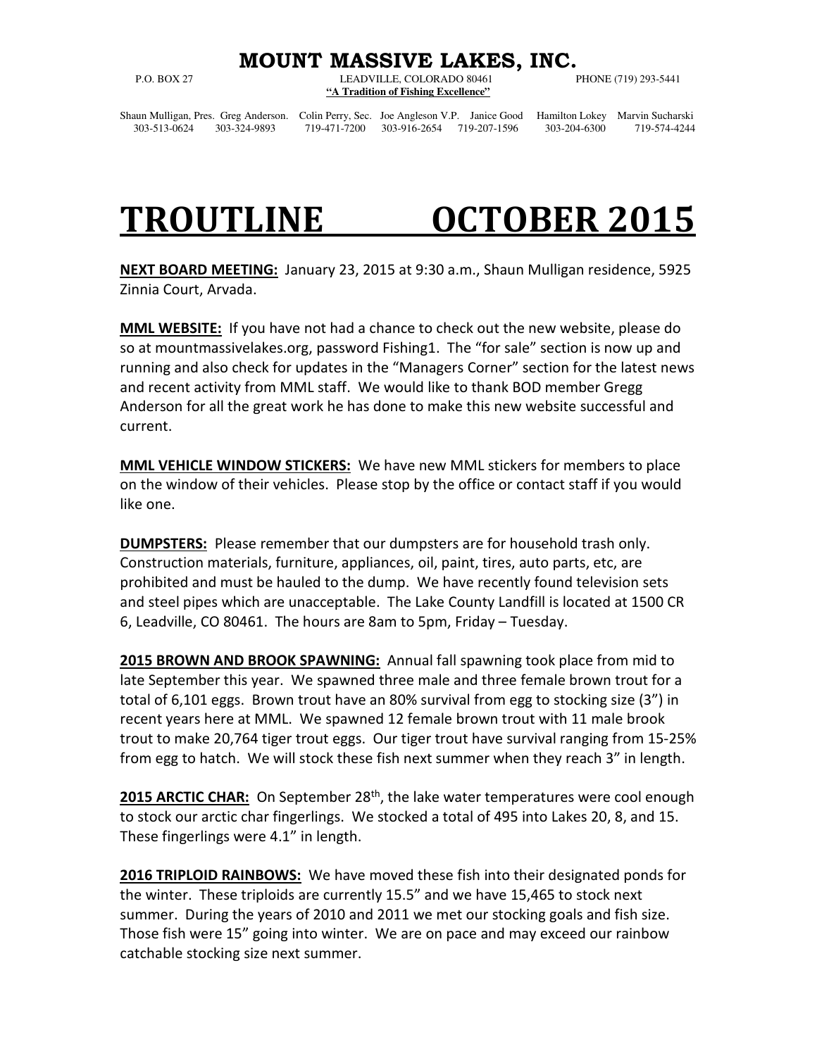# MOUNT MASSIVE LAKES, INC.

P.O. BOX 27 LEADVILLE, COLORADO 80461 PHONE (719) 293-5441

**"A Tradition of Fishing Excellence"**

Shaun Mulligan, Pres. 303-513-0624 Greg Anderson. 303-324-9893 Colin Perry, Sec. 719-471-7200 Joe Angleson V.P. 303-916-2654 Janice Good 719-207-1596 Hamilton Lokey 303-204-6300 Marvin Sucharski 719-574-4244

# TROUTLINE OCTOBER 2015

**NEXT BOARD MEETING:** January 23, 2015 at 9:30 a.m., Shaun Mulligan residence, 5925 Zinnia Court, Arvada.

**MML WEBSITE:** If you have not had a chance to check out the new website, please do so at mountmassivelakes.org, password Fishing1. The "for sale" section is now up and running and also check for updates in the "Managers Corner" section for the latest news and recent activity from MML staff. We would like to thank BOD member Gregg Anderson for all the great work he has done to make this new website successful and current.

**MML VEHICLE WINDOW STICKERS:** We have new MML stickers for members to place on the window of their vehicles. Please stop by the office or contact staff if you would like one.

**DUMPSTERS:** Please remember that our dumpsters are for household trash only. Construction materials, furniture, appliances, oil, paint, tires, auto parts, etc, are prohibited and must be hauled to the dump. We have recently found television sets and steel pipes which are unacceptable. The Lake County Landfill is located at 1500 CR 6, Leadville, CO 80461. The hours are 8am to 5pm, Friday – Tuesday.

**2015 BROWN AND BROOK SPAWNING:** Annual fall spawning took place from mid to late September this year. We spawned three male and three female brown trout for a total of 6,101 eggs. Brown trout have an 80% survival from egg to stocking size (3") in recent years here at MML. We spawned 12 female brown trout with 11 male brook trout to make 20,764 tiger trout eggs. Our tiger trout have survival ranging from 15-25% from egg to hatch. We will stock these fish next summer when they reach 3" in length.

**2015 ARCTIC CHAR:** On September 28th, the lake water temperatures were cool enough to stock our arctic char fingerlings. We stocked a total of 495 into Lakes 20, 8, and 15. These fingerlings were 4.1" in length.

**2016 TRIPLOID RAINBOWS:** We have moved these fish into their designated ponds for the winter. These triploids are currently 15.5" and we have 15,465 to stock next summer. During the years of 2010 and 2011 we met our stocking goals and fish size. Those fish were 15" going into winter. We are on pace and may exceed our rainbow catchable stocking size next summer.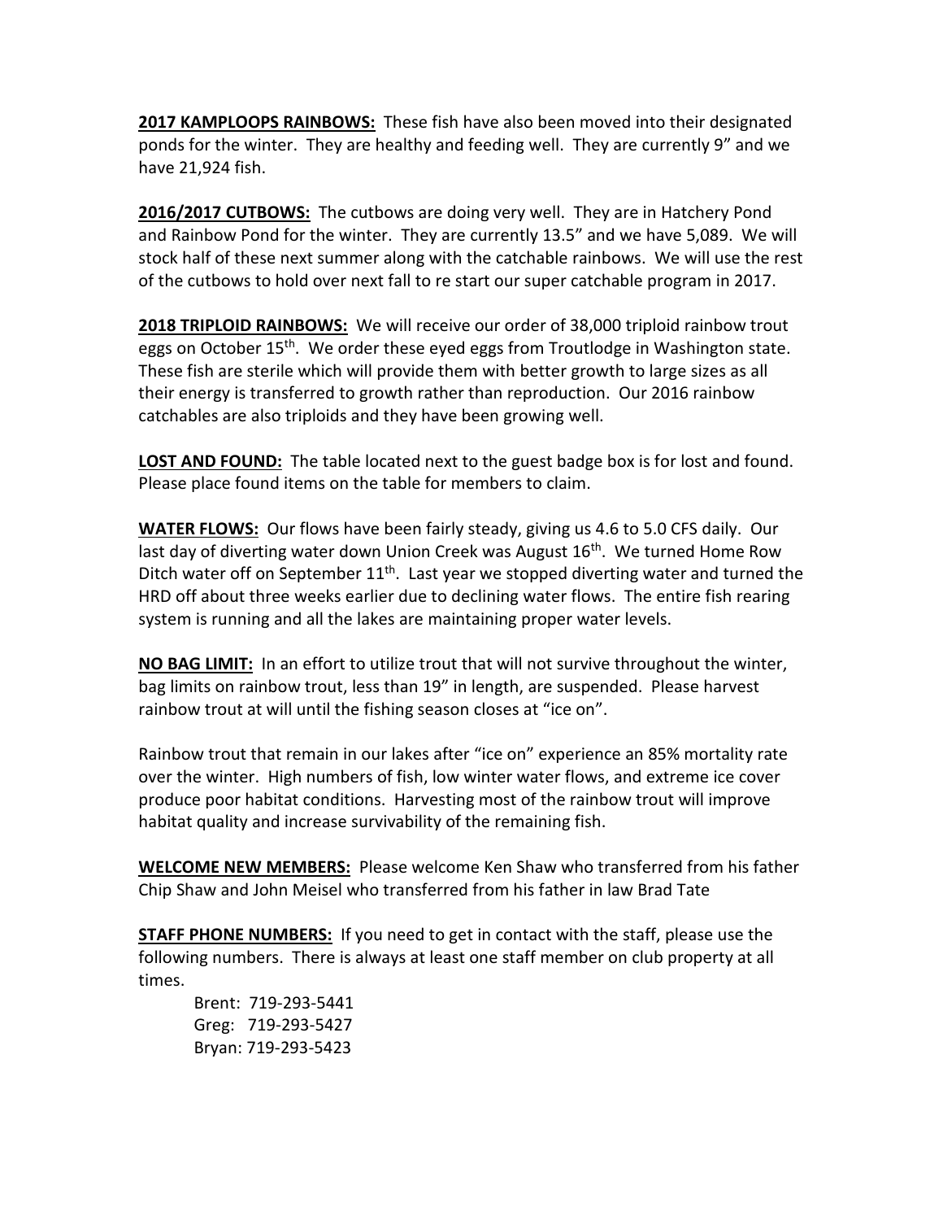**2017 KAMPLOOPS RAINBOWS:** These fish have also been moved into their designated ponds for the winter. They are healthy and feeding well. They are currently 9" and we have 21,924 fish.

**2016/2017 CUTBOWS:** The cutbows are doing very well. They are in Hatchery Pond and Rainbow Pond for the winter. They are currently 13.5" and we have 5,089. We will stock half of these next summer along with the catchable rainbows. We will use the rest of the cutbows to hold over next fall to re start our super catchable program in 2017.

**2018 TRIPLOID RAINBOWS:** We will receive our order of 38,000 triploid rainbow trout eggs on October 15th. We order these eyed eggs from Troutlodge in Washington state. These fish are sterile which will provide them with better growth to large sizes as all their energy is transferred to growth rather than reproduction. Our 2016 rainbow catchables are also triploids and they have been growing well.

**LOST AND FOUND:** The table located next to the guest badge box is for lost and found. Please place found items on the table for members to claim.

**WATER FLOWS:** Our flows have been fairly steady, giving us 4.6 to 5.0 CFS daily. Our last day of diverting water down Union Creek was August 16th. We turned Home Row Ditch water off on September 11th. Last year we stopped diverting water and turned the HRD off about three weeks earlier due to declining water flows. The entire fish rearing system is running and all the lakes are maintaining proper water levels.

**NO BAG LIMIT:** In an effort to utilize trout that will not survive throughout the winter, bag limits on rainbow trout, less than 19" in length, are suspended. Please harvest rainbow trout at will until the fishing season closes at "ice on".

Rainbow trout that remain in our lakes after "ice on" experience an 85% mortality rate over the winter. High numbers of fish, low winter water flows, and extreme ice cover produce poor habitat conditions. Harvesting most of the rainbow trout will improve habitat quality and increase survivability of the remaining fish.

**WELCOME NEW MEMBERS:** Please welcome Ken Shaw who transferred from his father Chip Shaw and John Meisel who transferred from his father in law Brad Tate

**STAFF PHONE NUMBERS:** If you need to get in contact with the staff, please use the following numbers. There is always at least one staff member on club property at all times.

Brent: 719-293-5441
Greg: 719-293-5427
Bryan: 719-293-5423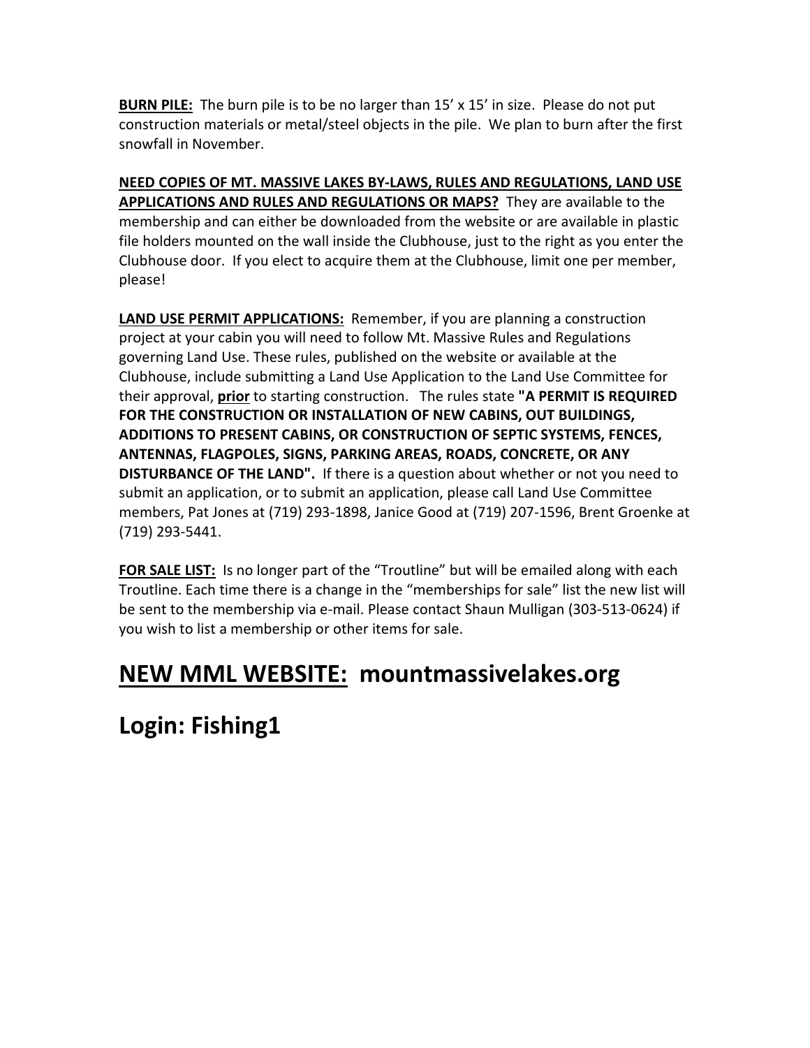**<u>BURN PILE:</u>** The burn pile is to be no larger than 15' x 15' in size. Please do not put construction materials or metal/steel objects in the pile. We plan to burn after the first snowfall in November.

**<u>NEED COPIES OF MT. MASSIVE LAKES BY-LAWS, RULES AND REGULATIONS, LAND USE APPLICATIONS AND RULES AND REGULATIONS OR MAPS?</u>** They are available to the membership and can either be downloaded from the website or are available in plastic file holders mounted on the wall inside the Clubhouse, just to the right as you enter the Clubhouse door. If you elect to acquire them at the Clubhouse, limit one per member, please!

**<u>LAND USE PERMIT APPLICATIONS:</u>** Remember, if you are planning a construction project at your cabin you will need to follow Mt. Massive Rules and Regulations governing Land Use. These rules, published on the website or available at the Clubhouse, include submitting a Land Use Application to the Land Use Committee for their approval, **<u>prior</u>** to starting construction. The rules state **"A PERMIT IS REQUIRED FOR THE CONSTRUCTION OR INSTALLATION OF NEW CABINS, OUT BUILDINGS, ADDITIONS TO PRESENT CABINS, OR CONSTRUCTION OF SEPTIC SYSTEMS, FENCES, ANTENNAS, FLAGPOLES, SIGNS, PARKING AREAS, ROADS, CONCRETE, OR ANY DISTURBANCE OF THE LAND".** If there is a question about whether or not you need to submit an application, or to submit an application, please call Land Use Committee members, Pat Jones at (719) 293-1898, Janice Good at (719) 207-1596, Brent Groenke at (719) 293-5441.

**<u>FOR SALE LIST:</u>** Is no longer part of the "Troutline" but will be emailed along with each Troutline. Each time there is a change in the "memberships for sale" list the new list will be sent to the membership via e-mail. Please contact Shaun Mulligan (303-513-0624) if you wish to list a membership or other items for sale.

## <u>NEW MML WEBSITE:</u> mountmassivelakes.org

## Login: Fishing1